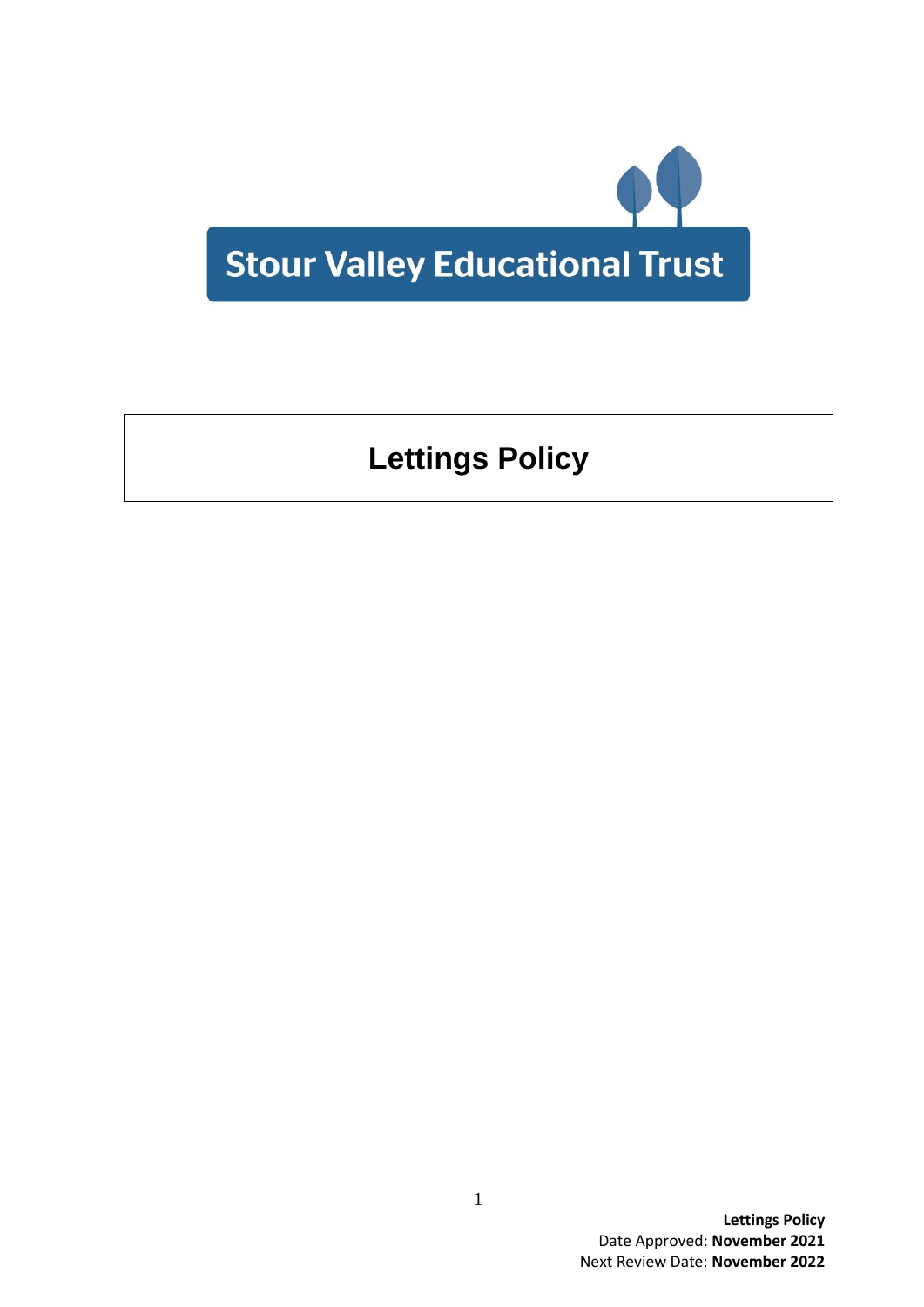Stour Valley Educational Trust

# Lettings Policy

**Lettings Policy**
Date Approved: **November 2021**
Next Review Date: **November 2022**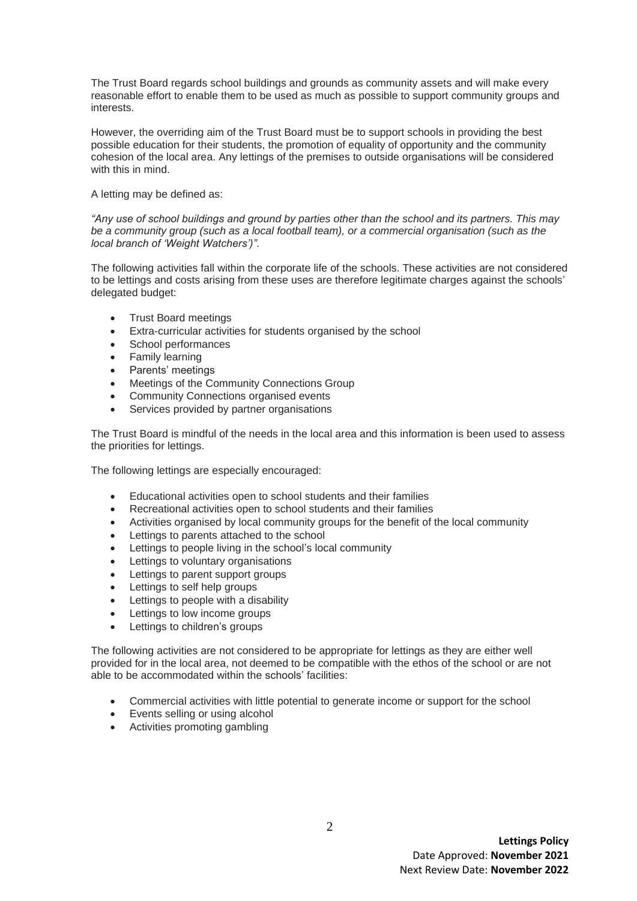The Trust Board regards school buildings and grounds as community assets and will make every reasonable effort to enable them to be used as much as possible to support community groups and interests.

However, the overriding aim of the Trust Board must be to support schools in providing the best possible education for their students, the promotion of equality of opportunity and the community cohesion of the local area. Any lettings of the premises to outside organisations will be considered with this in mind.

A letting may be defined as:

*"Any use of school buildings and ground by parties other than the school and its partners. This may be a community group (such as a local football team), or a commercial organisation (such as the local branch of 'Weight Watchers')".*

The following activities fall within the corporate life of the schools. These activities are not considered to be lettings and costs arising from these uses are therefore legitimate charges against the schools' delegated budget:

- Trust Board meetings
- Extra-curricular activities for students organised by the school
- School performances
- Family learning
- Parents' meetings
- Meetings of the Community Connections Group
- Community Connections organised events
- Services provided by partner organisations

The Trust Board is mindful of the needs in the local area and this information is been used to assess the priorities for lettings.

The following lettings are especially encouraged:

- Educational activities open to school students and their families
- Recreational activities open to school students and their families
- Activities organised by local community groups for the benefit of the local community
- Lettings to parents attached to the school
- Lettings to people living in the school's local community
- Lettings to voluntary organisations
- Lettings to parent support groups
- Lettings to self help groups
- Lettings to people with a disability
- Lettings to low income groups
- Lettings to children's groups

The following activities are not considered to be appropriate for lettings as they are either well provided for in the local area, not deemed to be compatible with the ethos of the school or are not able to be accommodated within the schools' facilities:

- Commercial activities with little potential to generate income or support for the school
- Events selling or using alcohol
- Activities promoting gambling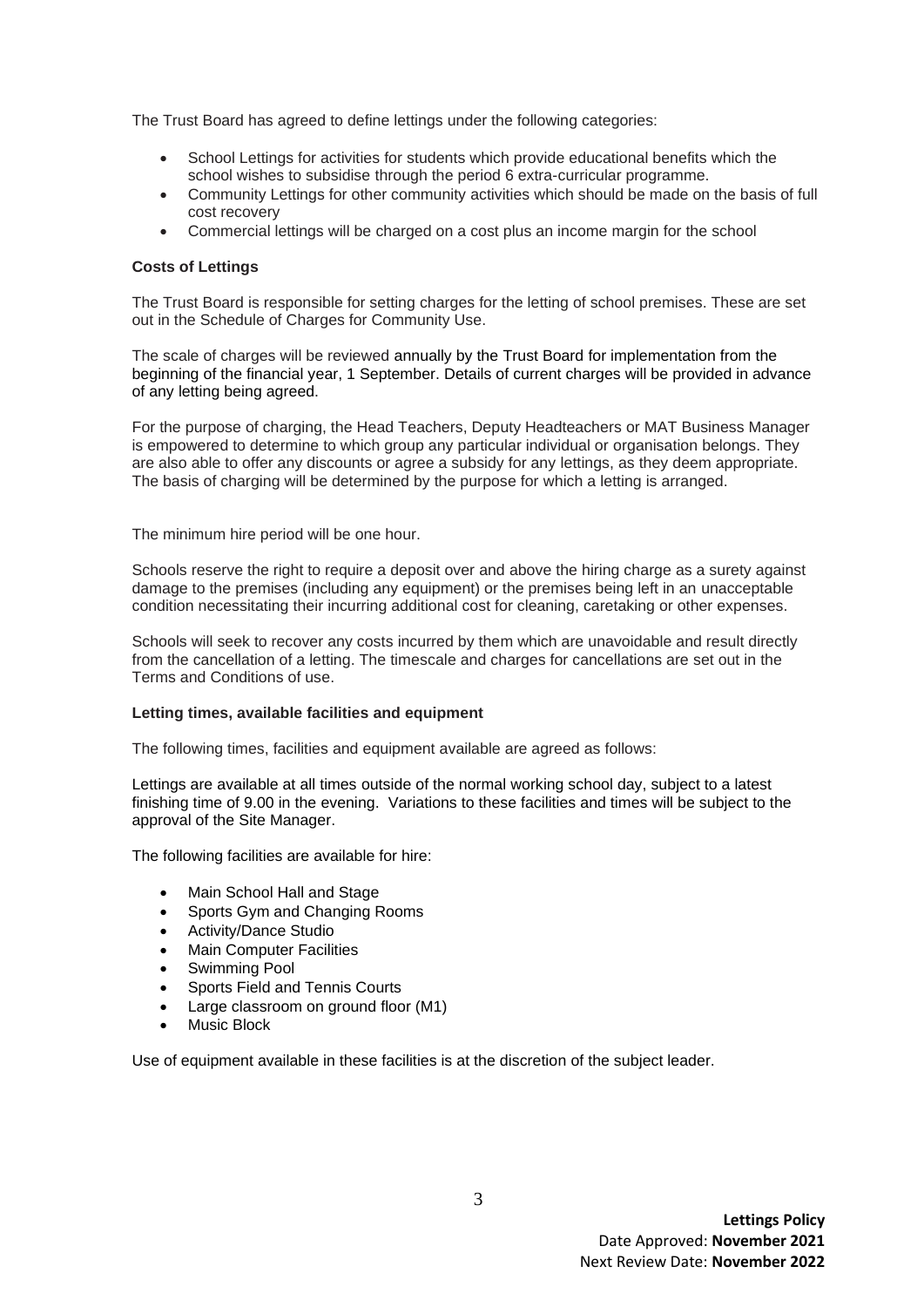The Trust Board has agreed to define lettings under the following categories:

- School Lettings for activities for students which provide educational benefits which the school wishes to subsidise through the period 6 extra-curricular programme.
- Community Lettings for other community activities which should be made on the basis of full cost recovery
- Commercial lettings will be charged on a cost plus an income margin for the school

**Costs of Lettings**

The Trust Board is responsible for setting charges for the letting of school premises. These are set out in the Schedule of Charges for Community Use.

The scale of charges will be reviewed annually by the Trust Board for implementation from the beginning of the financial year, 1 September. Details of current charges will be provided in advance of any letting being agreed.

For the purpose of charging, the Head Teachers, Deputy Headteachers or MAT Business Manager is empowered to determine to which group any particular individual or organisation belongs. They are also able to offer any discounts or agree a subsidy for any lettings, as they deem appropriate. The basis of charging will be determined by the purpose for which a letting is arranged.

The minimum hire period will be one hour.

Schools reserve the right to require a deposit over and above the hiring charge as a surety against damage to the premises (including any equipment) or the premises being left in an unacceptable condition necessitating their incurring additional cost for cleaning, caretaking or other expenses.

Schools will seek to recover any costs incurred by them which are unavoidable and result directly from the cancellation of a letting. The timescale and charges for cancellations are set out in the Terms and Conditions of use.

**Letting times, available facilities and equipment**

The following times, facilities and equipment available are agreed as follows:

Lettings are available at all times outside of the normal working school day, subject to a latest finishing time of 9.00 in the evening. Variations to these facilities and times will be subject to the approval of the Site Manager.

The following facilities are available for hire:

- Main School Hall and Stage
- Sports Gym and Changing Rooms
- Activity/Dance Studio
- Main Computer Facilities
- Swimming Pool
- Sports Field and Tennis Courts
- Large classroom on ground floor (M1)
- Music Block

Use of equipment available in these facilities is at the discretion of the subject leader.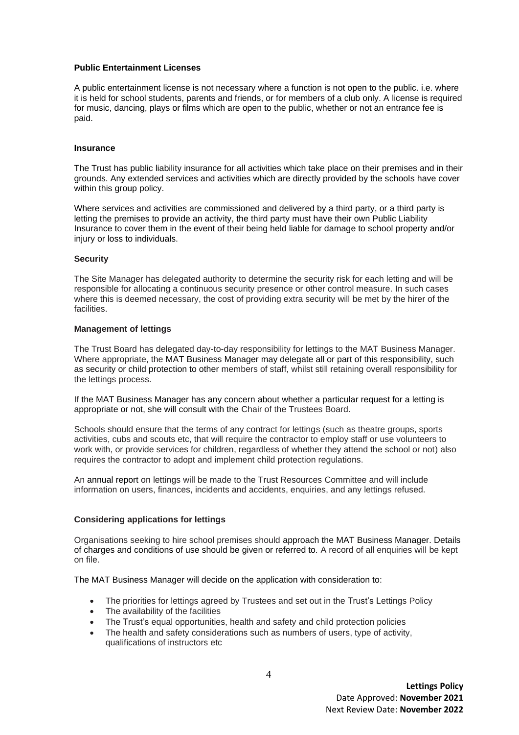**Public Entertainment Licenses**

A public entertainment license is not necessary where a function is not open to the public. i.e. where it is held for school students, parents and friends, or for members of a club only. A license is required for music, dancing, plays or films which are open to the public, whether or not an entrance fee is paid.

**Insurance**

The Trust has public liability insurance for all activities which take place on their premises and in their grounds. Any extended services and activities which are directly provided by the schools have cover within this group policy.

Where services and activities are commissioned and delivered by a third party, or a third party is letting the premises to provide an activity, the third party must have their own Public Liability Insurance to cover them in the event of their being held liable for damage to school property and/or injury or loss to individuals.

**Security**

The Site Manager has delegated authority to determine the security risk for each letting and will be responsible for allocating a continuous security presence or other control measure. In such cases where this is deemed necessary, the cost of providing extra security will be met by the hirer of the facilities.

**Management of lettings**

The Trust Board has delegated day-to-day responsibility for lettings to the MAT Business Manager. Where appropriate, the MAT Business Manager may delegate all or part of this responsibility, such as security or child protection to other members of staff, whilst still retaining overall responsibility for the lettings process.

If the MAT Business Manager has any concern about whether a particular request for a letting is appropriate or not, she will consult with the Chair of the Trustees Board.

Schools should ensure that the terms of any contract for lettings (such as theatre groups, sports activities, cubs and scouts etc, that will require the contractor to employ staff or use volunteers to work with, or provide services for children, regardless of whether they attend the school or not) also requires the contractor to adopt and implement child protection regulations.

An annual report on lettings will be made to the Trust Resources Committee and will include information on users, finances, incidents and accidents, enquiries, and any lettings refused.

**Considering applications for lettings**

Organisations seeking to hire school premises should approach the MAT Business Manager. Details of charges and conditions of use should be given or referred to. A record of all enquiries will be kept on file.

The MAT Business Manager will decide on the application with consideration to:

- The priorities for lettings agreed by Trustees and set out in the Trust's Lettings Policy
- The availability of the facilities
- The Trust's equal opportunities, health and safety and child protection policies
- The health and safety considerations such as numbers of users, type of activity, qualifications of instructors etc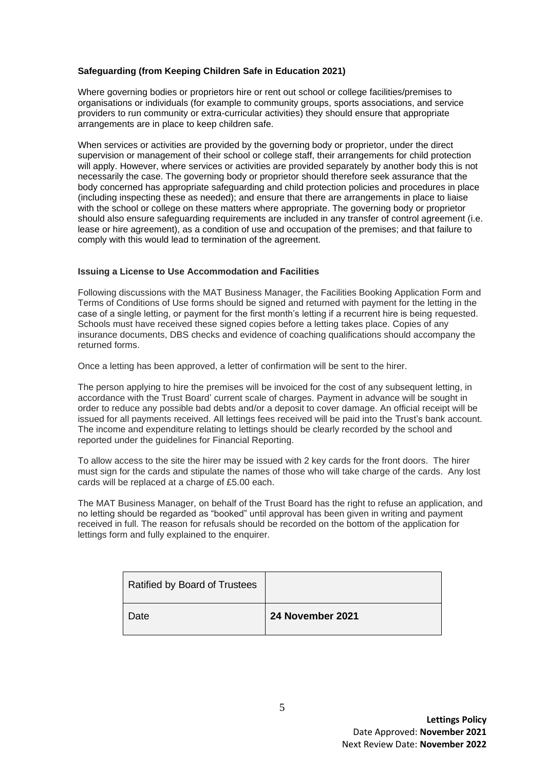**Safeguarding (from Keeping Children Safe in Education 2021)**

Where governing bodies or proprietors hire or rent out school or college facilities/premises to organisations or individuals (for example to community groups, sports associations, and service providers to run community or extra-curricular activities) they should ensure that appropriate arrangements are in place to keep children safe.

When services or activities are provided by the governing body or proprietor, under the direct supervision or management of their school or college staff, their arrangements for child protection will apply. However, where services or activities are provided separately by another body this is not necessarily the case. The governing body or proprietor should therefore seek assurance that the body concerned has appropriate safeguarding and child protection policies and procedures in place (including inspecting these as needed); and ensure that there are arrangements in place to liaise with the school or college on these matters where appropriate. The governing body or proprietor should also ensure safeguarding requirements are included in any transfer of control agreement (i.e. lease or hire agreement), as a condition of use and occupation of the premises; and that failure to comply with this would lead to termination of the agreement.

**Issuing a License to Use Accommodation and Facilities**

Following discussions with the MAT Business Manager, the Facilities Booking Application Form and Terms of Conditions of Use forms should be signed and returned with payment for the letting in the case of a single letting, or payment for the first month's letting if a recurrent hire is being requested. Schools must have received these signed copies before a letting takes place. Copies of any insurance documents, DBS checks and evidence of coaching qualifications should accompany the returned forms.

Once a letting has been approved, a letter of confirmation will be sent to the hirer.

The person applying to hire the premises will be invoiced for the cost of any subsequent letting, in accordance with the Trust Board' current scale of charges. Payment in advance will be sought in order to reduce any possible bad debts and/or a deposit to cover damage. An official receipt will be issued for all payments received. All lettings fees received will be paid into the Trust's bank account. The income and expenditure relating to lettings should be clearly recorded by the school and reported under the guidelines for Financial Reporting.

To allow access to the site the hirer may be issued with 2 key cards for the front doors. The hirer must sign for the cards and stipulate the names of those who will take charge of the cards. Any lost cards will be replaced at a charge of £5.00 each.

The MAT Business Manager, on behalf of the Trust Board has the right to refuse an application, and no letting should be regarded as "booked" until approval has been given in writing and payment received in full. The reason for refusals should be recorded on the bottom of the application for lettings form and fully explained to the enquirer.

| | |
|---|---|
| Ratified by Board of Trustees | |
| Date | **24 November 2021** |

**Lettings Policy**
Date Approved: **November 2021**
Next Review Date: **November 2022**